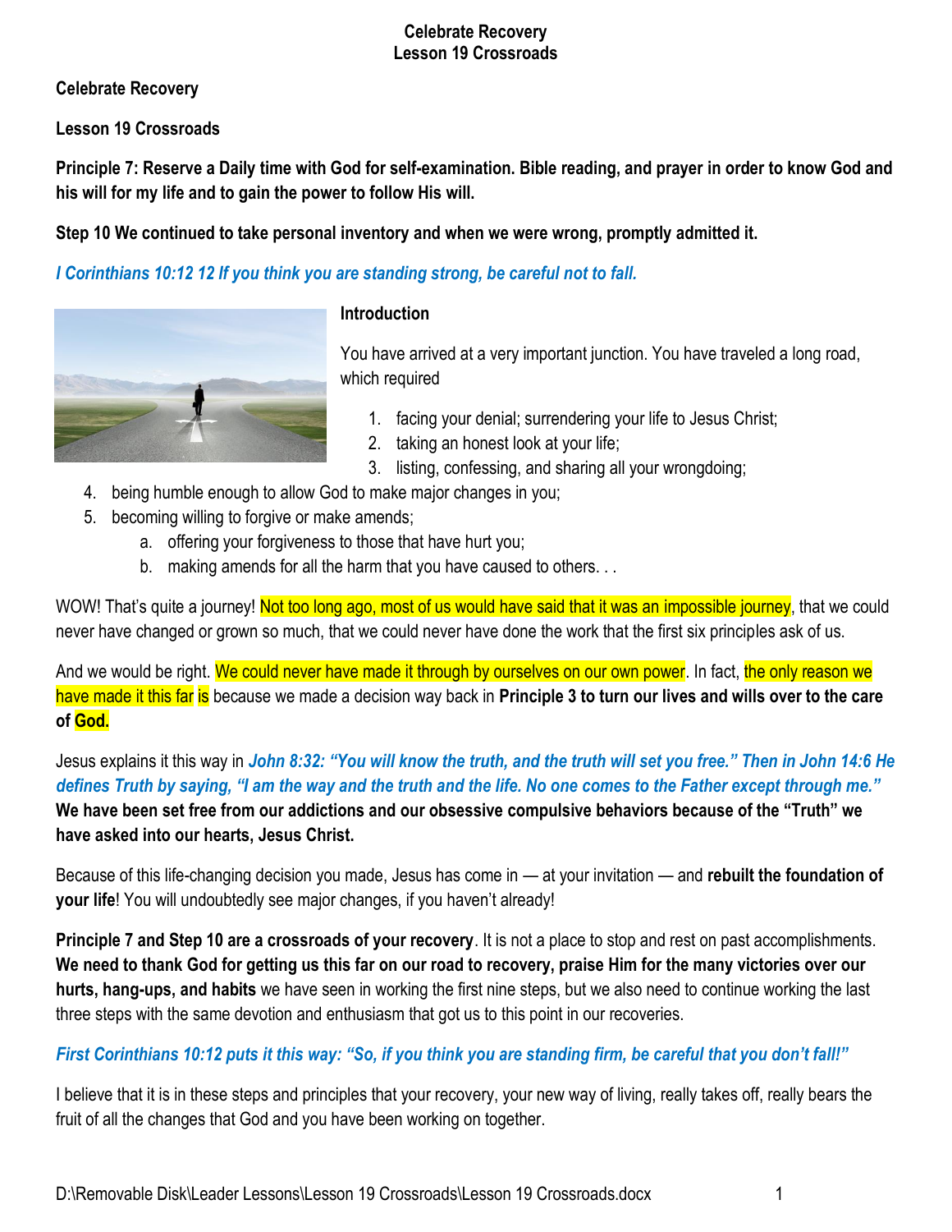**Celebrate Recovery**

**Lesson 19 Crossroads**

**Principle 7: Reserve a Daily time with God for self-examination. Bible reading, and prayer in order to know God and his will for my life and to gain the power to follow His will.**

**Step 10 We continued to take personal inventory and when we were wrong, promptly admitted it.**

***I Corinthians 10:12 12 If you think you are standing strong, be careful not to fall.***

**Introduction**

You have arrived at a very important junction. You have traveled a long road, which required

1. facing your denial; surrendering your life to Jesus Christ;
2. taking an honest look at your life;
3. listing, confessing, and sharing all your wrongdoing;
4. being humble enough to allow God to make major changes in you;
5. becoming willing to forgive or make amends;
   a. offering your forgiveness to those that have hurt you;
   b. making amends for all the harm that you have caused to others. . .

WOW! That's quite a journey! Not too long ago, most of us would have said that it was an impossible journey, that we could never have changed or grown so much, that we could never have done the work that the first six principles ask of us.

And we would be right. We could never have made it through by ourselves on our own power. In fact, the only reason we have made it this far is because we made a decision way back in **Principle 3 to turn our lives and wills over to the care of God.**

Jesus explains it this way in ***John 8:32: "You will know the truth, and the truth will set you free." Then in John 14:6 He defines Truth by saying, "I am the way and the truth and the life. No one comes to the Father except through me."*** **We have been set free from our addictions and our obsessive compulsive behaviors because of the "Truth" we have asked into our hearts, Jesus Christ.**

Because of this life-changing decision you made, Jesus has come in — at your invitation — and **rebuilt the foundation of your life**! You will undoubtedly see major changes, if you haven't already!

**Principle 7 and Step 10 are a crossroads of your recovery**. It is not a place to stop and rest on past accomplishments. **We need to thank God for getting us this far on our road to recovery, praise Him for the many victories over our hurts, hang-ups, and habits** we have seen in working the first nine steps, but we also need to continue working the last three steps with the same devotion and enthusiasm that got us to this point in our recoveries.

***First Corinthians 10:12 puts it this way: "So, if you think you are standing firm, be careful that you don't fall!"***

I believe that it is in these steps and principles that your recovery, your new way of living, really takes off, really bears the fruit of all the changes that God and you have been working on together.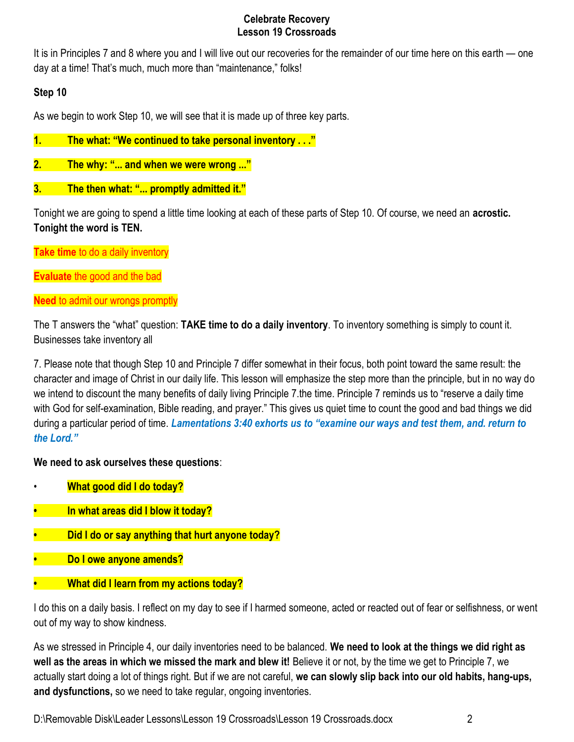It is in Principles 7 and 8 where you and I will live out our recoveries for the remainder of our time here on this earth — one day at a time! That's much, much more than "maintenance," folks!

**Step 10**

As we begin to work Step 10, we will see that it is made up of three key parts.

1. **The what: "We continued to take personal inventory . . ."**
2. **The why: "... and when we were wrong ..."**
3. **The then what: "... promptly admitted it."**

Tonight we are going to spend a little time looking at each of these parts of Step 10. Of course, we need an **acrostic. Tonight the word is TEN.**

**Take time** to do a daily inventory

**Evaluate** the good and the bad

**Need** to admit our wrongs promptly

The T answers the "what" question: **TAKE time to do a daily inventory**. To inventory something is simply to count it. Businesses take inventory all

7. Please note that though Step 10 and Principle 7 differ somewhat in their focus, both point toward the same result: the character and image of Christ in our daily life. This lesson will emphasize the step more than the principle, but in no way do we intend to discount the many benefits of daily living Principle 7.the time. Principle 7 reminds us to "reserve a daily time with God for self-examination, Bible reading, and prayer." This gives us quiet time to count the good and bad things we did during a particular period of time. ***Lamentations 3:40 exhorts us to "examine our ways and test them, and. return to the Lord."***

**We need to ask ourselves these questions**:

- **What good did I do today?**
- **In what areas did I blow it today?**
- **Did I do or say anything that hurt anyone today?**
- **Do I owe anyone amends?**
- **What did I learn from my actions today?**

I do this on a daily basis. I reflect on my day to see if I harmed someone, acted or reacted out of fear or selfishness, or went out of my way to show kindness.

As we stressed in Principle 4, our daily inventories need to be balanced. **We need to look at the things we did right as well as the areas in which we missed the mark and blew it!** Believe it or not, by the time we get to Principle 7, we actually start doing a lot of things right. But if we are not careful, **we can slowly slip back into our old habits, hang-ups, and dysfunctions,** so we need to take regular, ongoing inventories.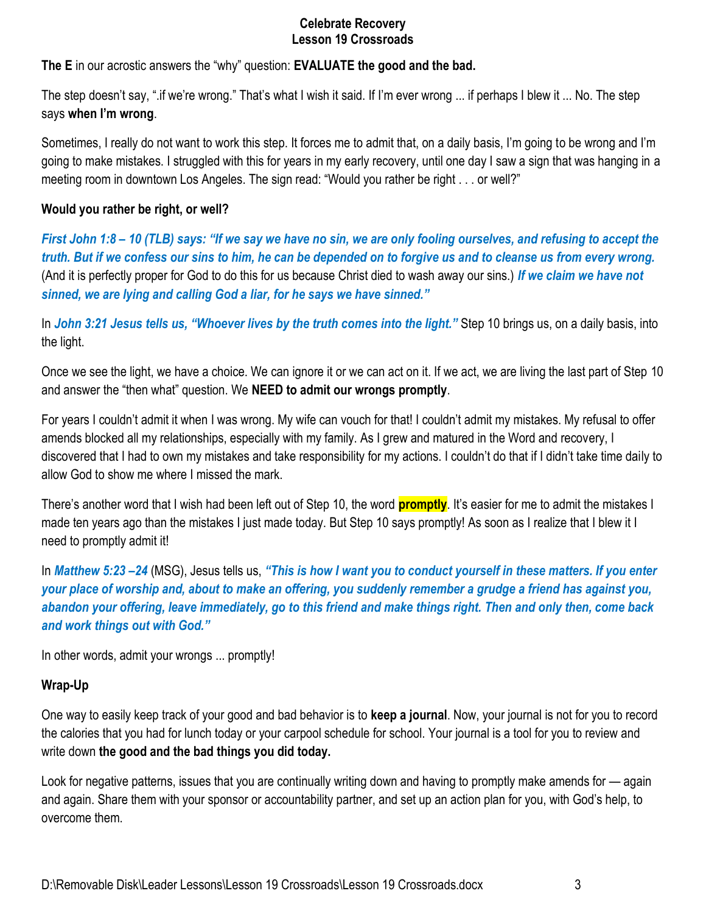**The E** in our acrostic answers the "why" question: **EVALUATE the good and the bad.**

The step doesn't say, ".if we're wrong." That's what I wish it said. If I'm ever wrong ... if perhaps I blew it ... No. The step says **when I'm wrong**.

Sometimes, I really do not want to work this step. It forces me to admit that, on a daily basis, I'm going to be wrong and I'm going to make mistakes. I struggled with this for years in my early recovery, until one day I saw a sign that was hanging in a meeting room in downtown Los Angeles. The sign read: "Would you rather be right . . . or well?"

**Would you rather be right, or well?**

***First John 1:8 – 10 (TLB) says: "If we say we have no sin, we are only fooling ourselves, and refusing to accept the truth. But if we confess our sins to him, he can be depended on to forgive us and to cleanse us from every wrong.*** (And it is perfectly proper for God to do this for us because Christ died to wash away our sins.) ***If we claim we have not sinned, we are lying and calling God a liar, for he says we have sinned."***

In ***John 3:21 Jesus tells us, "Whoever lives by the truth comes into the light."*** Step 10 brings us, on a daily basis, into the light.

Once we see the light, we have a choice. We can ignore it or we can act on it. If we act, we are living the last part of Step 10 and answer the "then what" question. We **NEED to admit our wrongs promptly**.

For years I couldn't admit it when I was wrong. My wife can vouch for that! I couldn't admit my mistakes. My refusal to offer amends blocked all my relationships, especially with my family. As I grew and matured in the Word and recovery, I discovered that I had to own my mistakes and take responsibility for my actions. I couldn't do that if I didn't take time daily to allow God to show me where I missed the mark.

There's another word that I wish had been left out of Step 10, the word **promptly**. It's easier for me to admit the mistakes I made ten years ago than the mistakes I just made today. But Step 10 says promptly! As soon as I realize that I blew it I need to promptly admit it!

In ***Matthew 5:23 –24*** (MSG), Jesus tells us, ***"This is how I want you to conduct yourself in these matters. If you enter your place of worship and, about to make an offering, you suddenly remember a grudge a friend has against you, abandon your offering, leave immediately, go to this friend and make things right. Then and only then, come back and work things out with God."***

In other words, admit your wrongs ... promptly!

**Wrap-Up**

One way to easily keep track of your good and bad behavior is to **keep a journal**. Now, your journal is not for you to record the calories that you had for lunch today or your carpool schedule for school. Your journal is a tool for you to review and write down **the good and the bad things you did today.**

Look for negative patterns, issues that you are continually writing down and having to promptly make amends for — again and again. Share them with your sponsor or accountability partner, and set up an action plan for you, with God's help, to overcome them.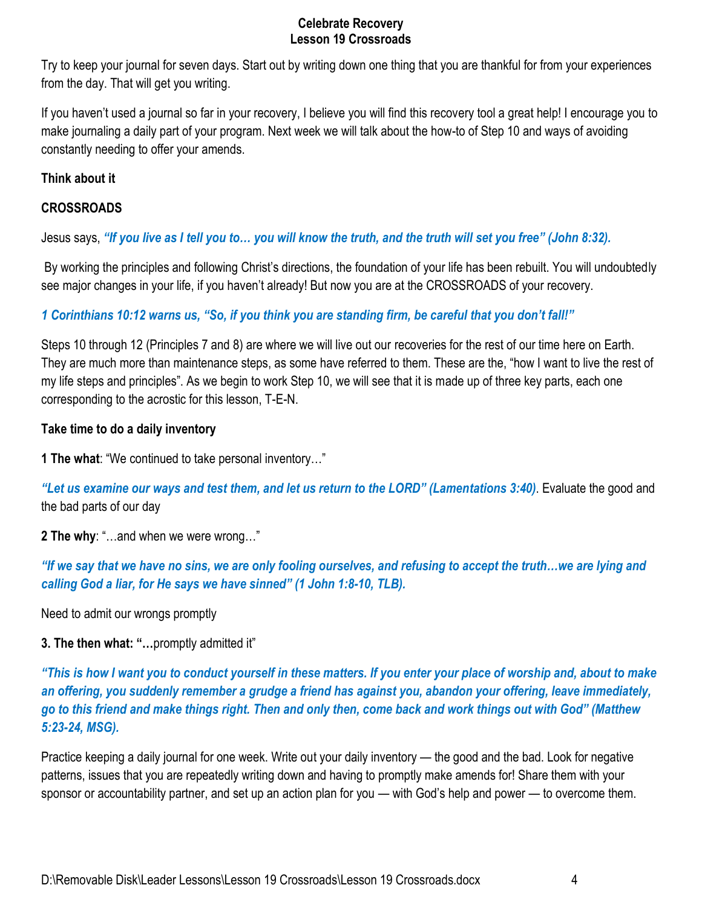Try to keep your journal for seven days. Start out by writing down one thing that you are thankful for from your experiences from the day. That will get you writing.

If you haven't used a journal so far in your recovery, I believe you will find this recovery tool a great help! I encourage you to make journaling a daily part of your program. Next week we will talk about the how-to of Step 10 and ways of avoiding constantly needing to offer your amends.

**Think about it**

**CROSSROADS**

Jesus says, ***"If you live as I tell you to… you will know the truth, and the truth will set you free" (John 8:32).***

By working the principles and following Christ's directions, the foundation of your life has been rebuilt. You will undoubtedly see major changes in your life, if you haven't already! But now you are at the CROSSROADS of your recovery.

***1 Corinthians 10:12 warns us, "So, if you think you are standing firm, be careful that you don't fall!"***

Steps 10 through 12 (Principles 7 and 8) are where we will live out our recoveries for the rest of our time here on Earth. They are much more than maintenance steps, as some have referred to them. These are the, "how I want to live the rest of my life steps and principles". As we begin to work Step 10, we will see that it is made up of three key parts, each one corresponding to the acrostic for this lesson, T-E-N.

**Take time to do a daily inventory**

**1 The what**: "We continued to take personal inventory…"

***"Let us examine our ways and test them, and let us return to the LORD" (Lamentations 3:40)***. Evaluate the good and the bad parts of our day

**2 The why**: "…and when we were wrong…"

***"If we say that we have no sins, we are only fooling ourselves, and refusing to accept the truth…we are lying and calling God a liar, for He says we have sinned" (1 John 1:8-10, TLB).***

Need to admit our wrongs promptly

**3. The then what: "…**promptly admitted it"

***"This is how I want you to conduct yourself in these matters. If you enter your place of worship and, about to make an offering, you suddenly remember a grudge a friend has against you, abandon your offering, leave immediately, go to this friend and make things right. Then and only then, come back and work things out with God" (Matthew 5:23-24, MSG).***

Practice keeping a daily journal for one week. Write out your daily inventory — the good and the bad. Look for negative patterns, issues that you are repeatedly writing down and having to promptly make amends for! Share them with your sponsor or accountability partner, and set up an action plan for you — with God's help and power — to overcome them.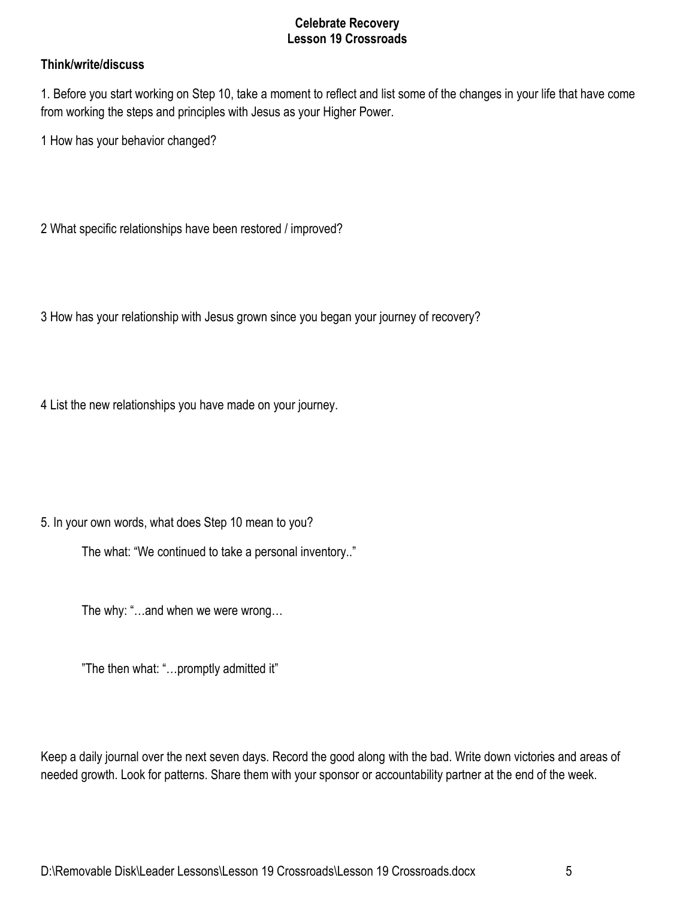**Celebrate Recovery**
**Lesson 19 Crossroads**

**Think/write/discuss**

1. Before you start working on Step 10, take a moment to reflect and list some of the changes in your life that have come from working the steps and principles with Jesus as your Higher Power.

1 How has your behavior changed?

2 What specific relationships have been restored / improved?

3 How has your relationship with Jesus grown since you began your journey of recovery?

4 List the new relationships you have made on your journey.

5. In your own words, what does Step 10 mean to you?

The what: "We continued to take a personal inventory.."

The why: "…and when we were wrong…

"The then what: "…promptly admitted it"

Keep a daily journal over the next seven days. Record the good along with the bad. Write down victories and areas of needed growth. Look for patterns. Share them with your sponsor or accountability partner at the end of the week.

D:\Removable Disk\Leader Lessons\Lesson 19 Crossroads\Lesson 19 Crossroads.docx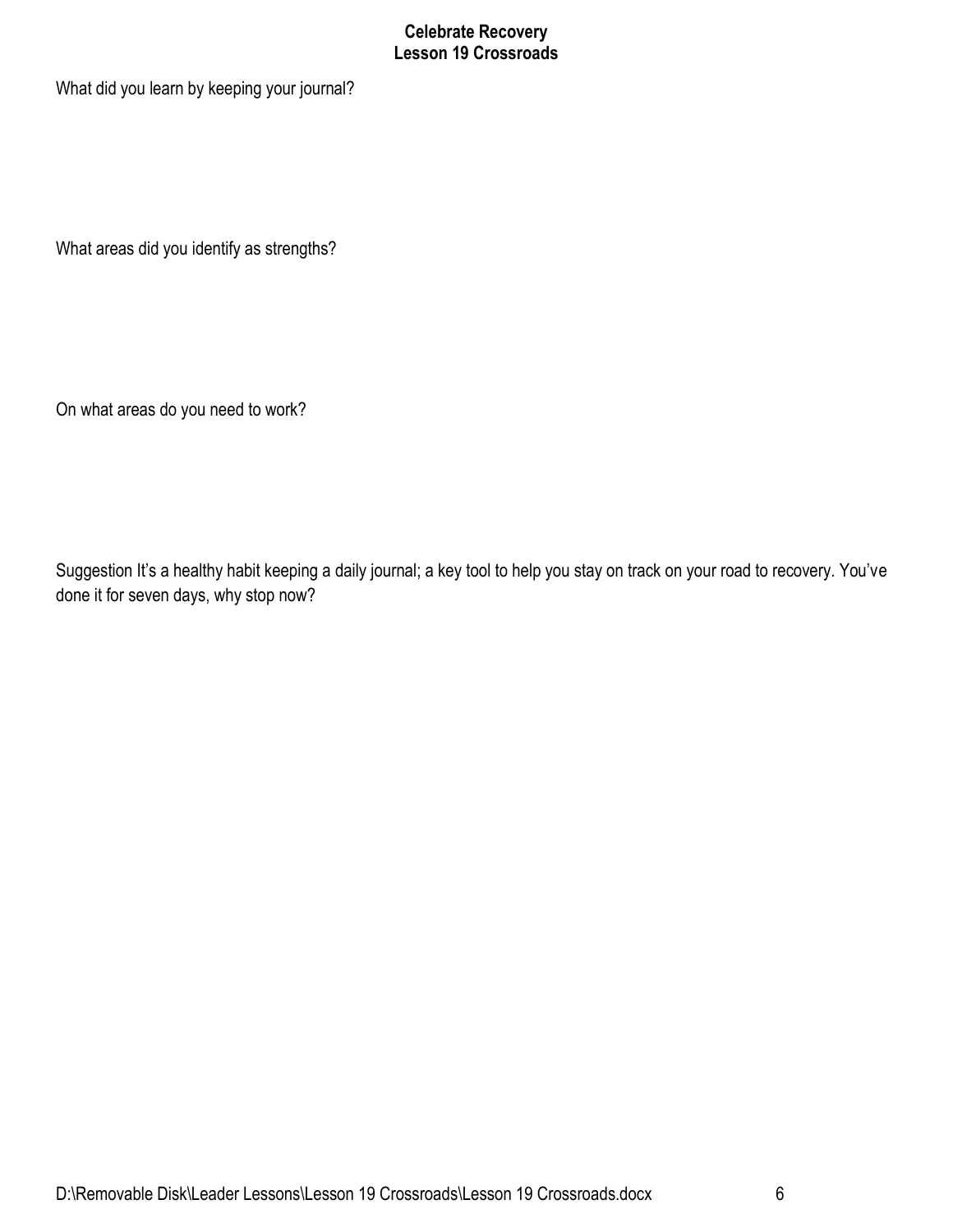What did you learn by keeping your journal?

What areas did you identify as strengths?

On what areas do you need to work?

Suggestion It's a healthy habit keeping a daily journal; a key tool to help you stay on track on your road to recovery. You've done it for seven days, why stop now?